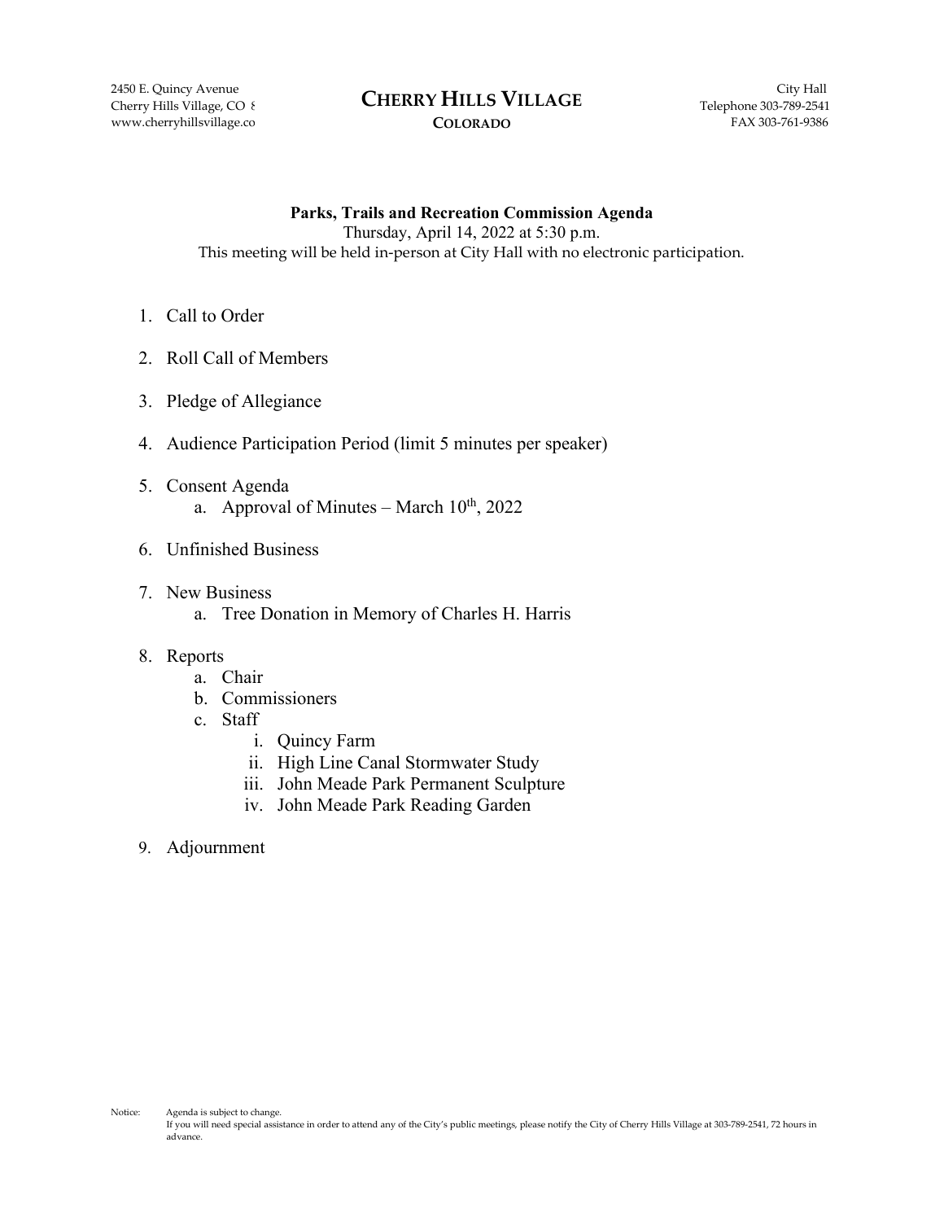2450 E. Quincy Avenue
Cherry Hills Village, CO 8
www.cherryhillsvillage.co

# CHERRY HILLS VILLAGE
**COLORADO**

City Hall
Telephone 303-789-2541
FAX 303-761-9386

**Parks, Trails and Recreation Commission Agenda**
Thursday, April 14, 2022 at 5:30 p.m.
This meeting will be held in-person at City Hall with no electronic participation.

1. Call to Order
2. Roll Call of Members
3. Pledge of Allegiance
4. Audience Participation Period (limit 5 minutes per speaker)
5. Consent Agenda
    a. Approval of Minutes – March 10th, 2022
6. Unfinished Business
7. New Business
    a. Tree Donation in Memory of Charles H. Harris
8. Reports
    a. Chair
    b. Commissioners
    c. Staff
        i. Quincy Farm
        ii. High Line Canal Stormwater Study
        iii. John Meade Park Permanent Sculpture
        iv. John Meade Park Reading Garden
9. Adjournment

Notice: Agenda is subject to change.
If you will need special assistance in order to attend any of the City's public meetings, please notify the City of Cherry Hills Village at 303-789-2541, 72 hours in advance.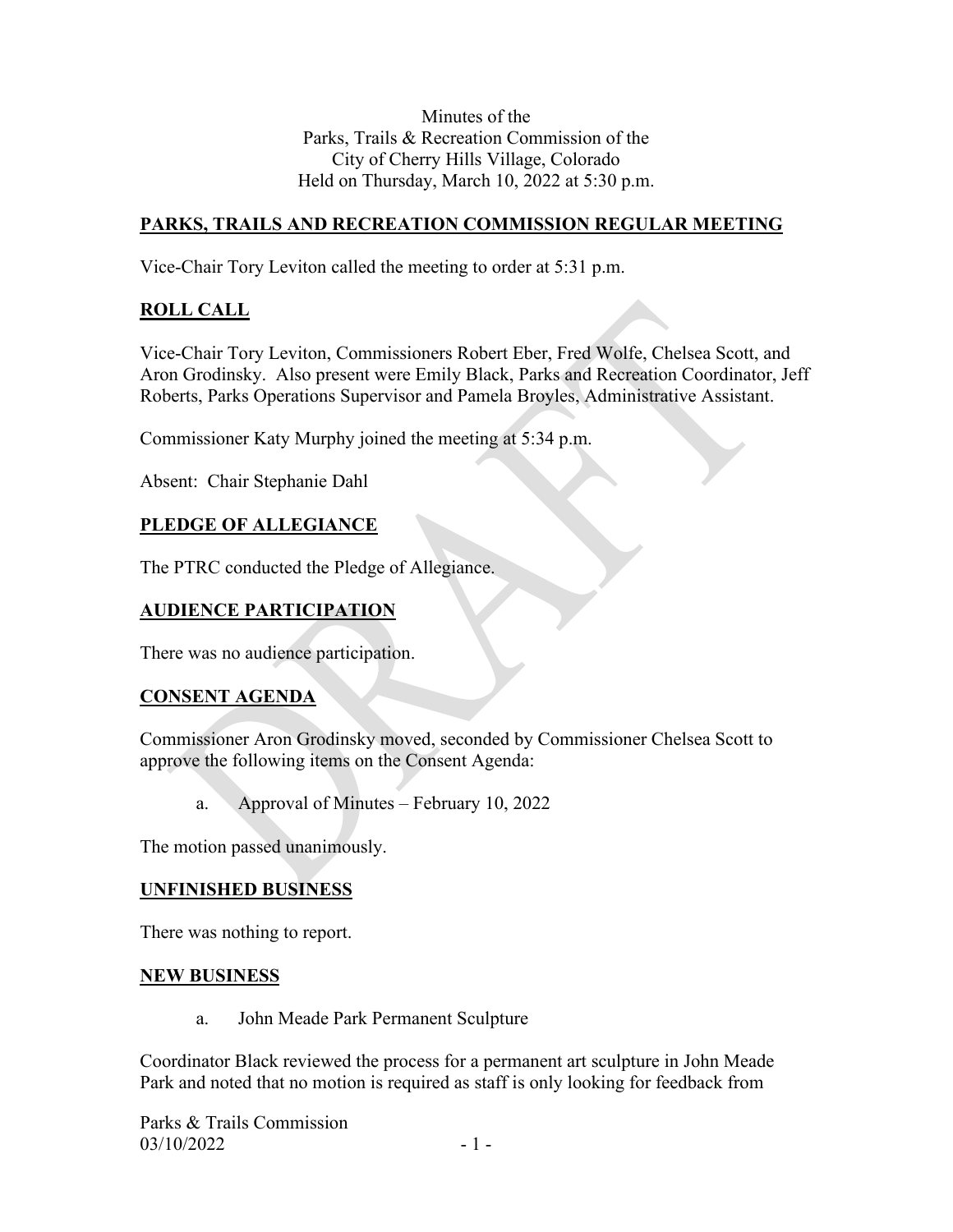Minutes of the
Parks, Trails & Recreation Commission of the
City of Cherry Hills Village, Colorado
Held on Thursday, March 10, 2022 at 5:30 p.m.

## PARKS, TRAILS AND RECREATION COMMISSION REGULAR MEETING

Vice-Chair Tory Leviton called the meeting to order at 5:31 p.m.

## ROLL CALL

Vice-Chair Tory Leviton, Commissioners Robert Eber, Fred Wolfe, Chelsea Scott, and Aron Grodinsky. Also present were Emily Black, Parks and Recreation Coordinator, Jeff Roberts, Parks Operations Supervisor and Pamela Broyles, Administrative Assistant.

Commissioner Katy Murphy joined the meeting at 5:34 p.m.

Absent: Chair Stephanie Dahl

## PLEDGE OF ALLEGIANCE

The PTRC conducted the Pledge of Allegiance.

## AUDIENCE PARTICIPATION

There was no audience participation.

## CONSENT AGENDA

Commissioner Aron Grodinsky moved, seconded by Commissioner Chelsea Scott to approve the following items on the Consent Agenda:

a. Approval of Minutes – February 10, 2022

The motion passed unanimously.

## UNFINISHED BUSINESS

There was nothing to report.

## NEW BUSINESS

a. John Meade Park Permanent Sculpture

Coordinator Black reviewed the process for a permanent art sculpture in John Meade Park and noted that no motion is required as staff is only looking for feedback from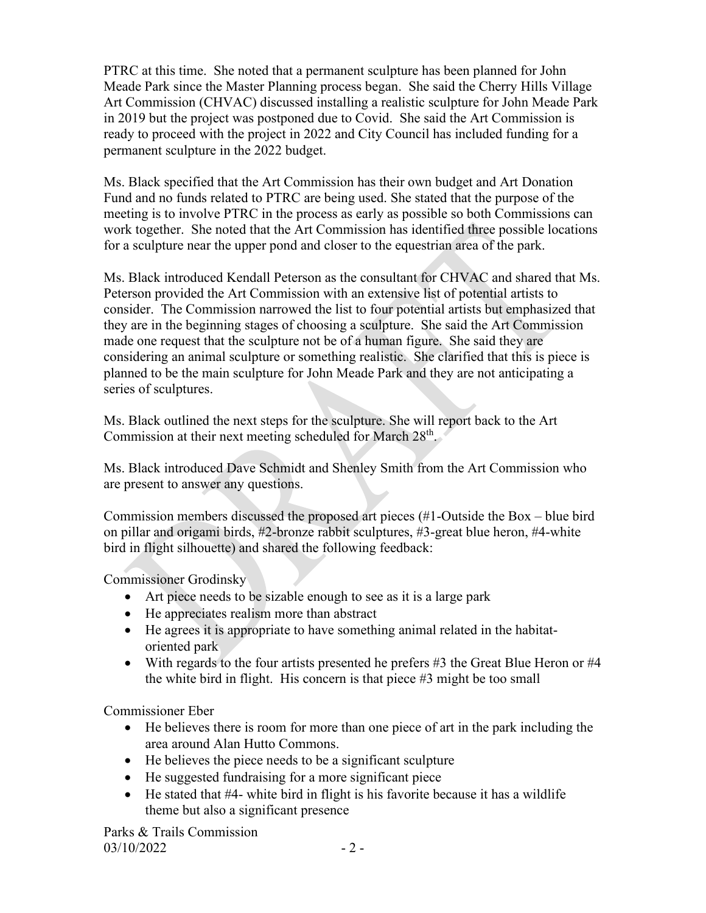PTRC at this time. She noted that a permanent sculpture has been planned for John Meade Park since the Master Planning process began. She said the Cherry Hills Village Art Commission (CHVAC) discussed installing a realistic sculpture for John Meade Park in 2019 but the project was postponed due to Covid. She said the Art Commission is ready to proceed with the project in 2022 and City Council has included funding for a permanent sculpture in the 2022 budget.

Ms. Black specified that the Art Commission has their own budget and Art Donation Fund and no funds related to PTRC are being used. She stated that the purpose of the meeting is to involve PTRC in the process as early as possible so both Commissions can work together. She noted that the Art Commission has identified three possible locations for a sculpture near the upper pond and closer to the equestrian area of the park.

Ms. Black introduced Kendall Peterson as the consultant for CHVAC and shared that Ms. Peterson provided the Art Commission with an extensive list of potential artists to consider. The Commission narrowed the list to four potential artists but emphasized that they are in the beginning stages of choosing a sculpture. She said the Art Commission made one request that the sculpture not be of a human figure. She said they are considering an animal sculpture or something realistic. She clarified that this is piece is planned to be the main sculpture for John Meade Park and they are not anticipating a series of sculptures.

Ms. Black outlined the next steps for the sculpture. She will report back to the Art Commission at their next meeting scheduled for March 28th.

Ms. Black introduced Dave Schmidt and Shenley Smith from the Art Commission who are present to answer any questions.

Commission members discussed the proposed art pieces (#1-Outside the Box – blue bird on pillar and origami birds, #2-bronze rabbit sculptures, #3-great blue heron, #4-white bird in flight silhouette) and shared the following feedback:

Commissioner Grodinsky

- Art piece needs to be sizable enough to see as it is a large park
- He appreciates realism more than abstract
- He agrees it is appropriate to have something animal related in the habitat-oriented park
- With regards to the four artists presented he prefers #3 the Great Blue Heron or #4 the white bird in flight. His concern is that piece #3 might be too small

Commissioner Eber

- He believes there is room for more than one piece of art in the park including the area around Alan Hutto Commons.
- He believes the piece needs to be a significant sculpture
- He suggested fundraising for a more significant piece
- He stated that #4- white bird in flight is his favorite because it has a wildlife theme but also a significant presence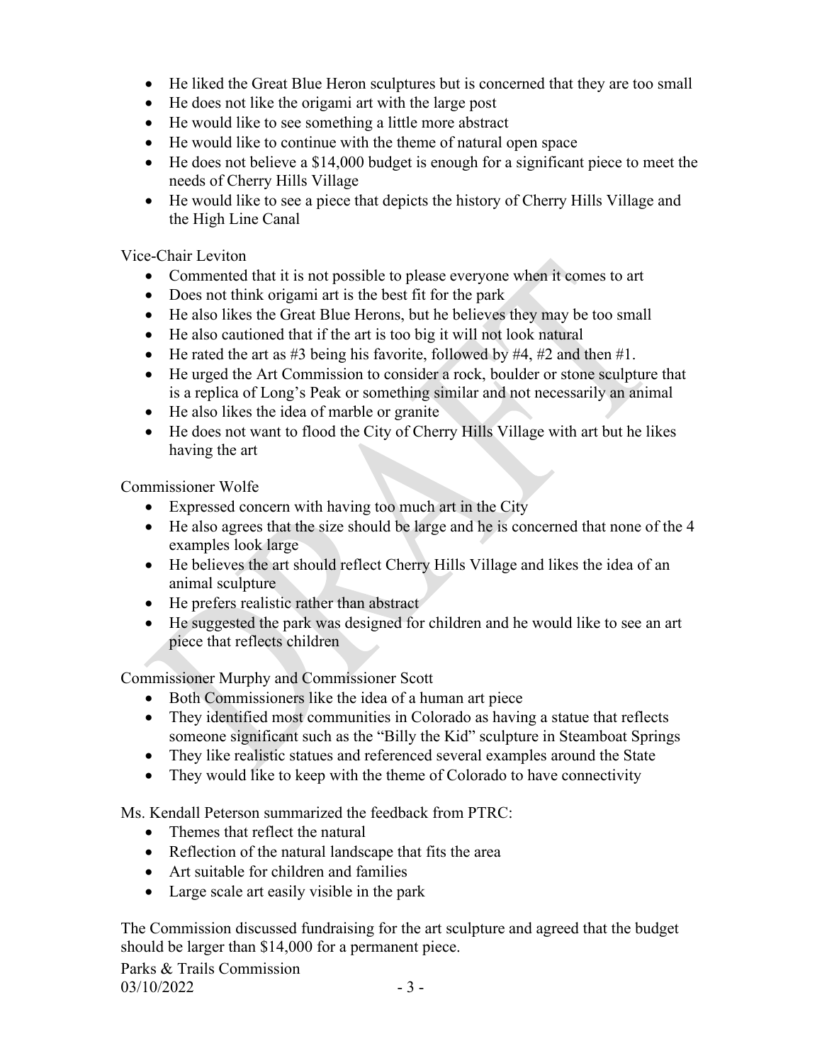- He liked the Great Blue Heron sculptures but is concerned that they are too small
- He does not like the origami art with the large post
- He would like to see something a little more abstract
- He would like to continue with the theme of natural open space
- He does not believe a $14,000 budget is enough for a significant piece to meet the needs of Cherry Hills Village
- He would like to see a piece that depicts the history of Cherry Hills Village and the High Line Canal

Vice-Chair Leviton

- Commented that it is not possible to please everyone when it comes to art
- Does not think origami art is the best fit for the park
- He also likes the Great Blue Herons, but he believes they may be too small
- He also cautioned that if the art is too big it will not look natural
- He rated the art as #3 being his favorite, followed by #4, #2 and then #1.
- He urged the Art Commission to consider a rock, boulder or stone sculpture that is a replica of Long's Peak or something similar and not necessarily an animal
- He also likes the idea of marble or granite
- He does not want to flood the City of Cherry Hills Village with art but he likes having the art

Commissioner Wolfe

- Expressed concern with having too much art in the City
- He also agrees that the size should be large and he is concerned that none of the 4 examples look large
- He believes the art should reflect Cherry Hills Village and likes the idea of an animal sculpture
- He prefers realistic rather than abstract
- He suggested the park was designed for children and he would like to see an art piece that reflects children

Commissioner Murphy and Commissioner Scott

- Both Commissioners like the idea of a human art piece
- They identified most communities in Colorado as having a statue that reflects someone significant such as the "Billy the Kid" sculpture in Steamboat Springs
- They like realistic statues and referenced several examples around the State
- They would like to keep with the theme of Colorado to have connectivity

Ms. Kendall Peterson summarized the feedback from PTRC:

- Themes that reflect the natural
- Reflection of the natural landscape that fits the area
- Art suitable for children and families
- Large scale art easily visible in the park

The Commission discussed fundraising for the art sculpture and agreed that the budget should be larger than $14,000 for a permanent piece.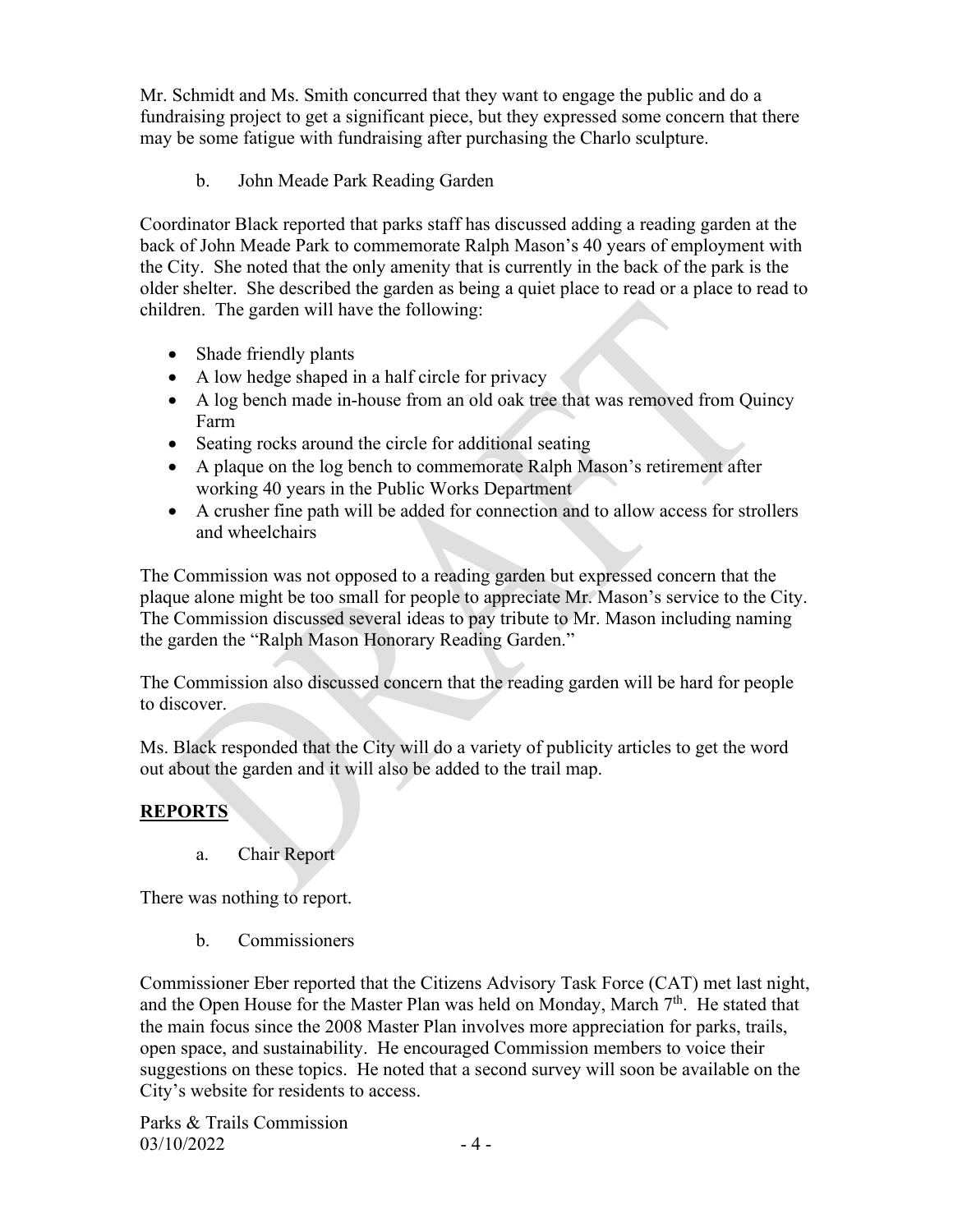Mr. Schmidt and Ms. Smith concurred that they want to engage the public and do a fundraising project to get a significant piece, but they expressed some concern that there may be some fatigue with fundraising after purchasing the Charlo sculpture.

b. John Meade Park Reading Garden

Coordinator Black reported that parks staff has discussed adding a reading garden at the back of John Meade Park to commemorate Ralph Mason's 40 years of employment with the City. She noted that the only amenity that is currently in the back of the park is the older shelter. She described the garden as being a quiet place to read or a place to read to children. The garden will have the following:

- Shade friendly plants
- A low hedge shaped in a half circle for privacy
- A log bench made in-house from an old oak tree that was removed from Quincy Farm
- Seating rocks around the circle for additional seating
- A plaque on the log bench to commemorate Ralph Mason's retirement after working 40 years in the Public Works Department
- A crusher fine path will be added for connection and to allow access for strollers and wheelchairs

The Commission was not opposed to a reading garden but expressed concern that the plaque alone might be too small for people to appreciate Mr. Mason's service to the City. The Commission discussed several ideas to pay tribute to Mr. Mason including naming the garden the "Ralph Mason Honorary Reading Garden."

The Commission also discussed concern that the reading garden will be hard for people to discover.

Ms. Black responded that the City will do a variety of publicity articles to get the word out about the garden and it will also be added to the trail map.

## REPORTS

a. Chair Report

There was nothing to report.

b. Commissioners

Commissioner Eber reported that the Citizens Advisory Task Force (CAT) met last night, and the Open House for the Master Plan was held on Monday, March 7th. He stated that the main focus since the 2008 Master Plan involves more appreciation for parks, trails, open space, and sustainability. He encouraged Commission members to voice their suggestions on these topics. He noted that a second survey will soon be available on the City's website for residents to access.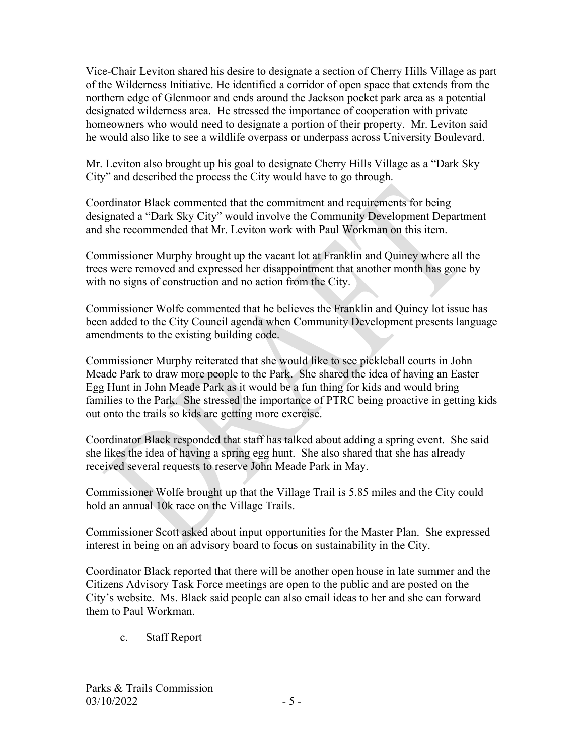Vice-Chair Leviton shared his desire to designate a section of Cherry Hills Village as part of the Wilderness Initiative. He identified a corridor of open space that extends from the northern edge of Glenmoor and ends around the Jackson pocket park area as a potential designated wilderness area. He stressed the importance of cooperation with private homeowners who would need to designate a portion of their property. Mr. Leviton said he would also like to see a wildlife overpass or underpass across University Boulevard.

Mr. Leviton also brought up his goal to designate Cherry Hills Village as a "Dark Sky City" and described the process the City would have to go through.

Coordinator Black commented that the commitment and requirements for being designated a "Dark Sky City" would involve the Community Development Department and she recommended that Mr. Leviton work with Paul Workman on this item.

Commissioner Murphy brought up the vacant lot at Franklin and Quincy where all the trees were removed and expressed her disappointment that another month has gone by with no signs of construction and no action from the City.

Commissioner Wolfe commented that he believes the Franklin and Quincy lot issue has been added to the City Council agenda when Community Development presents language amendments to the existing building code.

Commissioner Murphy reiterated that she would like to see pickleball courts in John Meade Park to draw more people to the Park. She shared the idea of having an Easter Egg Hunt in John Meade Park as it would be a fun thing for kids and would bring families to the Park. She stressed the importance of PTRC being proactive in getting kids out onto the trails so kids are getting more exercise.

Coordinator Black responded that staff has talked about adding a spring event. She said she likes the idea of having a spring egg hunt. She also shared that she has already received several requests to reserve John Meade Park in May.

Commissioner Wolfe brought up that the Village Trail is 5.85 miles and the City could hold an annual 10k race on the Village Trails.

Commissioner Scott asked about input opportunities for the Master Plan. She expressed interest in being on an advisory board to focus on sustainability in the City.

Coordinator Black reported that there will be another open house in late summer and the Citizens Advisory Task Force meetings are open to the public and are posted on the City's website. Ms. Black said people can also email ideas to her and she can forward them to Paul Workman.

c. Staff Report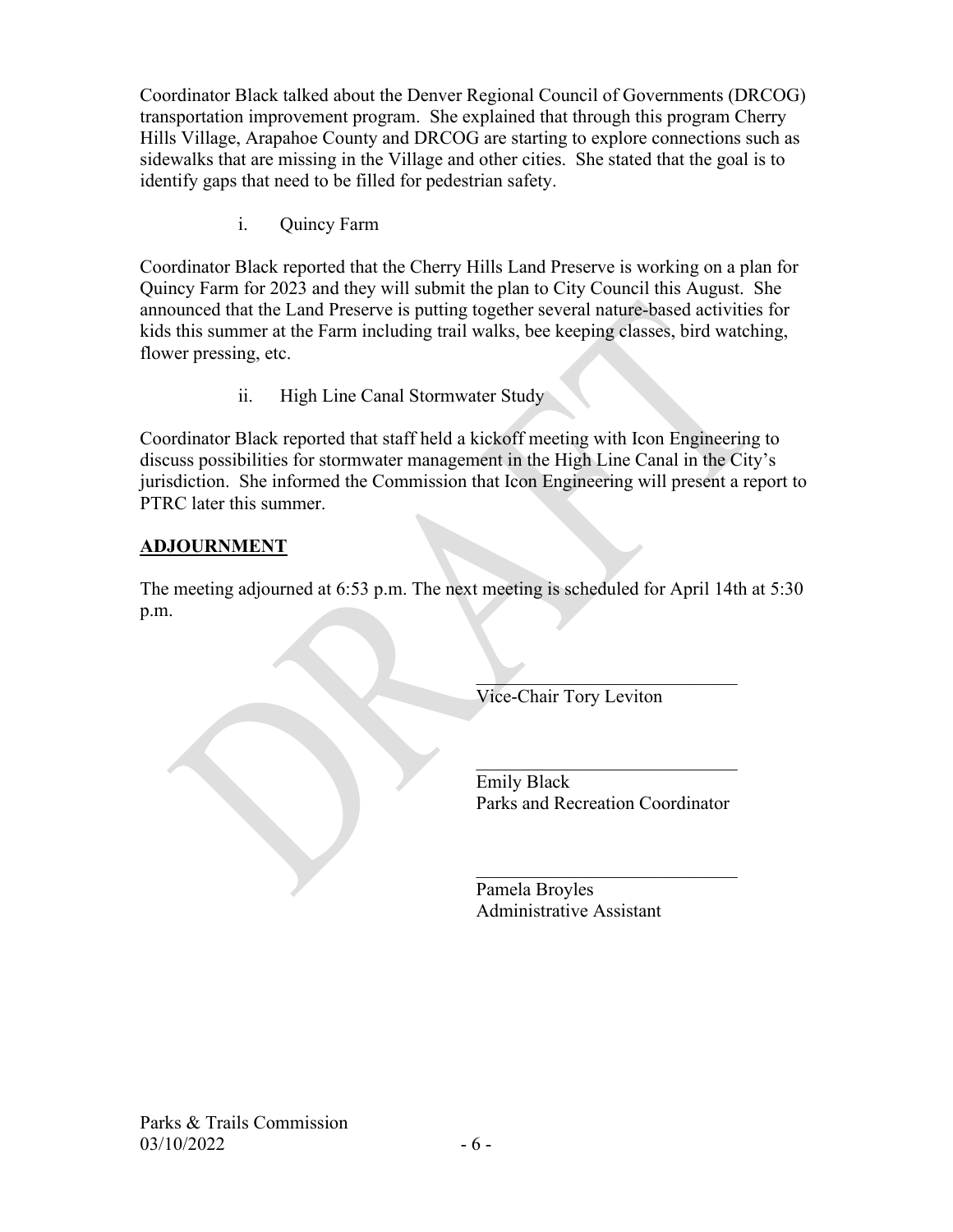Coordinator Black talked about the Denver Regional Council of Governments (DRCOG) transportation improvement program. She explained that through this program Cherry Hills Village, Arapahoe County and DRCOG are starting to explore connections such as sidewalks that are missing in the Village and other cities. She stated that the goal is to identify gaps that need to be filled for pedestrian safety.

i. Quincy Farm

Coordinator Black reported that the Cherry Hills Land Preserve is working on a plan for Quincy Farm for 2023 and they will submit the plan to City Council this August. She announced that the Land Preserve is putting together several nature-based activities for kids this summer at the Farm including trail walks, bee keeping classes, bird watching, flower pressing, etc.

ii. High Line Canal Stormwater Study

Coordinator Black reported that staff held a kickoff meeting with Icon Engineering to discuss possibilities for stormwater management in the High Line Canal in the City's jurisdiction. She informed the Commission that Icon Engineering will present a report to PTRC later this summer.

**ADJOURNMENT**

The meeting adjourned at 6:53 p.m. The next meeting is scheduled for April 14th at 5:30 p.m.

\_\_\_\_\_\_\_\_\_\_\_\_\_\_\_\_\_\_\_\_\_\_\_\_\_\_\_\_\_\_
Vice-Chair Tory Leviton

\_\_\_\_\_\_\_\_\_\_\_\_\_\_\_\_\_\_\_\_\_\_\_\_\_\_\_\_\_\_
Emily Black
Parks and Recreation Coordinator

\_\_\_\_\_\_\_\_\_\_\_\_\_\_\_\_\_\_\_\_\_\_\_\_\_\_\_\_\_\_
Pamela Broyles
Administrative Assistant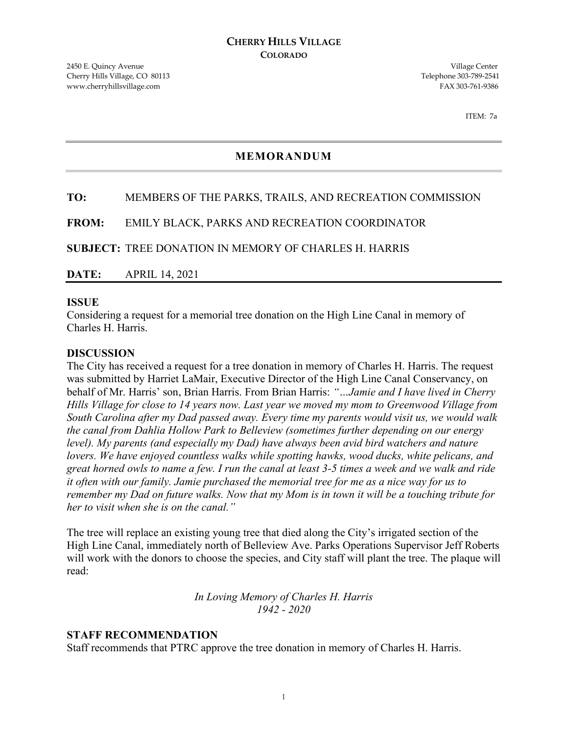**CHERRY HILLS VILLAGE**
**COLORADO**

2450 E. Quincy Avenue
Cherry Hills Village, CO 80113
www.cherryhillsvillage.com

Village Center
Telephone 303-789-2541
FAX 303-761-9386

ITEM: 7a

---

# MEMORANDUM

---

**TO:** MEMBERS OF THE PARKS, TRAILS, AND RECREATION COMMISSION

**FROM:** EMILY BLACK, PARKS AND RECREATION COORDINATOR

**SUBJECT:** TREE DONATION IN MEMORY OF CHARLES H. HARRIS

**DATE:** APRIL 14, 2021

---

## ISSUE

Considering a request for a memorial tree donation on the High Line Canal in memory of Charles H. Harris.

## DISCUSSION

The City has received a request for a tree donation in memory of Charles H. Harris. The request was submitted by Harriet LaMair, Executive Director of the High Line Canal Conservancy, on behalf of Mr. Harris' son, Brian Harris. From Brian Harris: *"…Jamie and I have lived in Cherry Hills Village for close to 14 years now. Last year we moved my mom to Greenwood Village from South Carolina after my Dad passed away. Every time my parents would visit us, we would walk the canal from Dahlia Hollow Park to Belleview (sometimes further depending on our energy level). My parents (and especially my Dad) have always been avid bird watchers and nature lovers. We have enjoyed countless walks while spotting hawks, wood ducks, white pelicans, and great horned owls to name a few. I run the canal at least 3-5 times a week and we walk and ride it often with our family. Jamie purchased the memorial tree for me as a nice way for us to remember my Dad on future walks. Now that my Mom is in town it will be a touching tribute for her to visit when she is on the canal."*

The tree will replace an existing young tree that died along the City's irrigated section of the High Line Canal, immediately north of Belleview Ave. Parks Operations Supervisor Jeff Roberts will work with the donors to choose the species, and City staff will plant the tree. The plaque will read:

*In Loving Memory of Charles H. Harris*
*1942 - 2020*

## STAFF RECOMMENDATION

Staff recommends that PTRC approve the tree donation in memory of Charles H. Harris.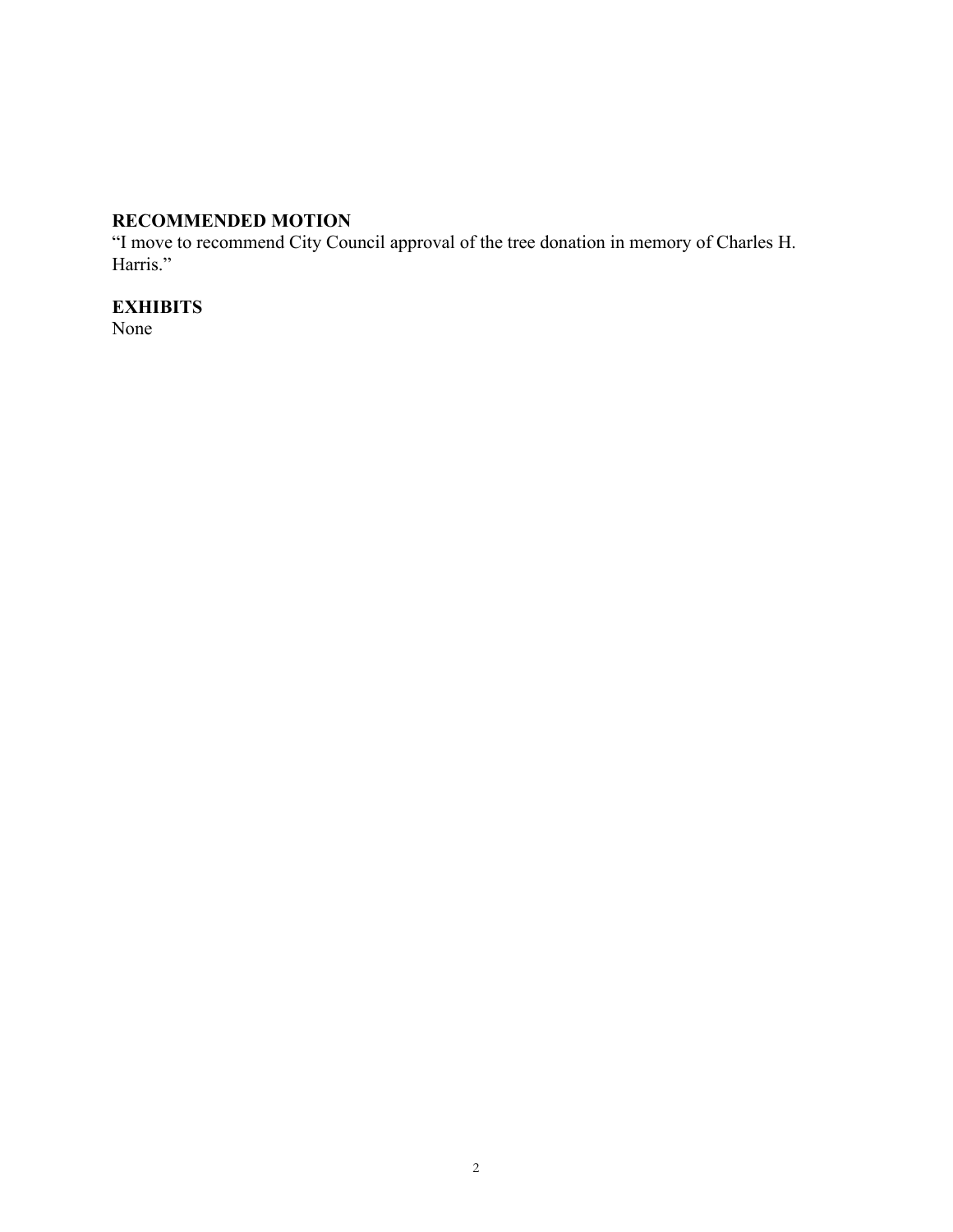**RECOMMENDED MOTION**

"I move to recommend City Council approval of the tree donation in memory of Charles H. Harris."

**EXHIBITS**

None